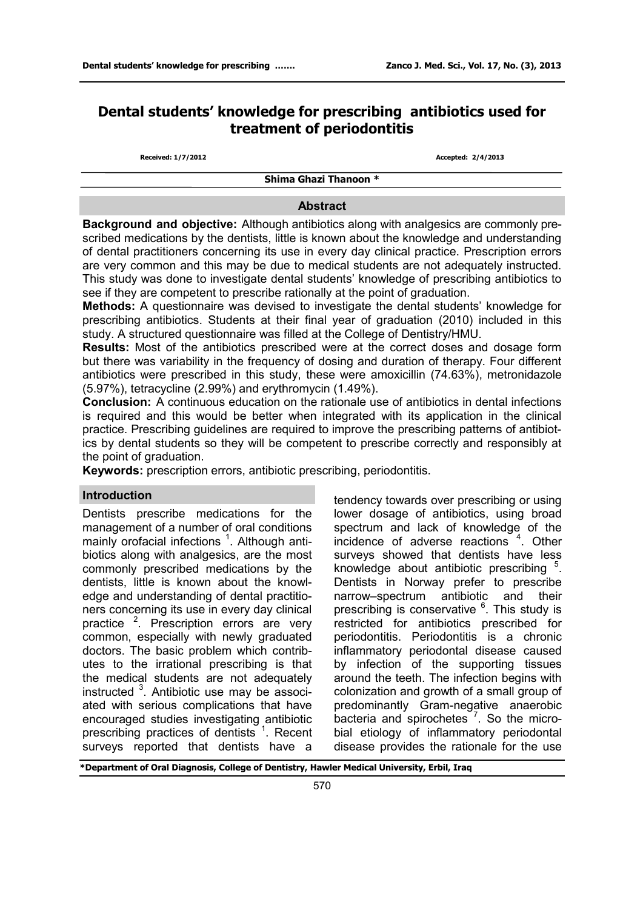# Dental students' knowledge for prescribing antibiotics used for treatment of periodontitis

**Received: 1/7/2012** **Accepted: 2/4/2013**

**Shima Ghazi Thanoon \***

## Abstract

**Background and objective:** Although antibiotics along with analgesics are commonly prescribed medications by the dentists, little is known about the knowledge and understanding of dental practitioners concerning its use in every day clinical practice. Prescription errors are very common and this may be due to medical students are not adequately instructed. This study was done to investigate dental students' knowledge of prescribing antibiotics to see if they are competent to prescribe rationally at the point of graduation.

**Methods:** A questionnaire was devised to investigate the dental students' knowledge for prescribing antibiotics. Students at their final year of graduation (2010) included in this study. A structured questionnaire was filled at the College of Dentistry/HMU.

**Results:** Most of the antibiotics prescribed were at the correct doses and dosage form but there was variability in the frequency of dosing and duration of therapy. Four different antibiotics were prescribed in this study, these were amoxicillin (74.63%), metronidazole (5.97%), tetracycline (2.99%) and erythromycin (1.49%).

**Conclusion:** A continuous education on the rationale use of antibiotics in dental infections is required and this would be better when integrated with its application in the clinical practice. Prescribing guidelines are required to improve the prescribing patterns of antibiotics by dental students so they will be competent to prescribe correctly and responsibly at the point of graduation.

**Keywords:** prescription errors, antibiotic prescribing, periodontitis.

## Introduction

Dentists prescribe medications for the management of a number of oral conditions mainly orofacial infections [1]. Although antibiotics along with analgesics, are the most commonly prescribed medications by the dentists, little is known about the knowledge and understanding of dental practitioners concerning its use in every day clinical practice [2]. Prescription errors are very common, especially with newly graduated doctors. The basic problem which contributes to the irrational prescribing is that the medical students are not adequately instructed [3]. Antibiotic use may be associated with serious complications that have encouraged studies investigating antibiotic prescribing practices of dentists [1]. Recent surveys reported that dentists have a tendency towards over prescribing or using lower dosage of antibiotics, using broad spectrum and lack of knowledge of the incidence of adverse reactions [4]. Other surveys showed that dentists have less knowledge about antibiotic prescribing [5]. Dentists in Norway prefer to prescribe narrow–spectrum antibiotic and their prescribing is conservative [6]. This study is restricted for antibiotics prescribed for periodontitis. Periodontitis is a chronic inflammatory periodontal disease caused by infection of the supporting tissues around the teeth. The infection begins with colonization and growth of a small group of predominantly Gram-negative anaerobic bacteria and spirochetes [7]. So the microbial etiology of inflammatory periodontal disease provides the rationale for the use

\*Department of Oral Diagnosis, College of Dentistry, Hawler Medical University, Erbil, Iraq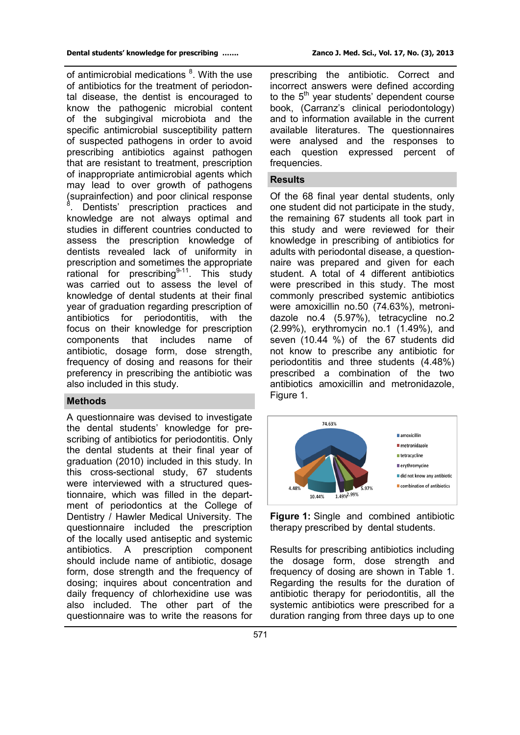of antimicrobial medications [8]. With the use of antibiotics for the treatment of periodontal disease, the dentist is encouraged to know the pathogenic microbial content of the subgingival microbiota and the specific antimicrobial susceptibility pattern of suspected pathogens in order to avoid prescribing antibiotics against pathogen that are resistant to treatment, prescription of inappropriate antimicrobial agents which may lead to over growth of pathogens (suprainfection) and poor clinical response [8]. Dentists' prescription practices and knowledge are not always optimal and studies in different countries conducted to assess the prescription knowledge of dentists revealed lack of uniformity in prescription and sometimes the appropriate rational for prescribing[9-11]. This study was carried out to assess the level of knowledge of dental students at their final year of graduation regarding prescription of antibiotics for periodontitis, with the focus on their knowledge for prescription components that includes name of antibiotic, dosage form, dose strength, frequency of dosing and reasons for their preferency in prescribing the antibiotic was also included in this study.

## Methods

A questionnaire was devised to investigate the dental students' knowledge for prescribing of antibiotics for periodontitis. Only the dental students at their final year of graduation (2010) included in this study. In this cross-sectional study, 67 students were interviewed with a structured questionnaire, which was filled in the department of periodontics at the College of Dentistry / Hawler Medical University. The questionnaire included the prescription of the locally used antiseptic and systemic antibiotics. A prescription component should include name of antibiotic, dosage form, dose strength and the frequency of dosing; inquires about concentration and daily frequency of chlorhexidine use was also included. The other part of the questionnaire was to write the reasons for prescribing the antibiotic. Correct and incorrect answers were defined according to the 5[th] year students' dependent course book, (Carranz's clinical periodontology) and to information available in the current available literatures. The questionnaires were analysed and the responses to each question expressed percent of frequencies.

## Results

Of the 68 final year dental students, only one student did not participate in the study, the remaining 67 students all took part in this study and were reviewed for their knowledge in prescribing of antibiotics for adults with periodontal disease, a questionnaire was prepared and given for each student. A total of 4 different antibiotics were prescribed in this study. The most commonly prescribed systemic antibiotics were amoxicillin no.50 (74.63%), metronidazole no.4 (5.97%), tetracycline no.2 (2.99%), erythromycin no.1 (1.49%), and seven (10.44 %) of the 67 students did not know to prescribe any antibiotic for periodontitis and three students (4.48%) prescribed a combination of the two antibiotics amoxicillin and metronidazole, Figure 1.

**Figure 1:** Single and combined antibiotic therapy prescribed by dental students.

Results for prescribing antibiotics including the dosage form, dose strength and frequency of dosing are shown in Table 1. Regarding the results for the duration of antibiotic therapy for periodontitis, all the systemic antibiotics were prescribed for a duration ranging from three days up to one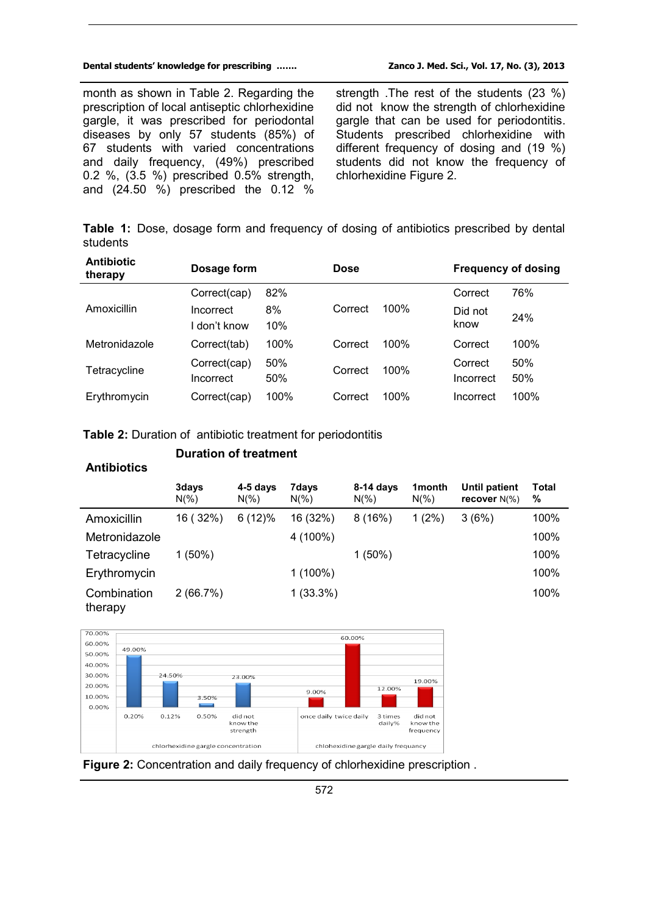month as shown in Table 2. Regarding the prescription of local antiseptic chlorhexidine gargle, it was prescribed for periodontal diseases by only 57 students (85%) of 67 students with varied concentrations and daily frequency, (49%) prescribed 0.2 %, (3.5 %) prescribed 0.5% strength, and (24.50 %) prescribed the 0.12 % strength .The rest of the students (23 %) did not know the strength of chlorhexidine gargle that can be used for periodontitis. Students prescribed chlorhexidine with different frequency of dosing and (19 %) students did not know the frequency of chlorhexidine Figure 2.

**Table 1:** Dose, dosage form and frequency of dosing of antibiotics prescribed by dental students

| Antibiotic therapy | Dosage form | | Dose | | Frequency of dosing | |
|---|---|---|---|---|---|---|
| Amoxicillin | Correct(cap) | 82% | Correct | 100% | Correct | 76% |
| | Incorrect | 8% | | | Did not know | 24% |
| | I don't know | 10% | | | | |
| Metronidazole | Correct(tab) | 100% | Correct | 100% | Correct | 100% |
| Tetracycline | Correct(cap) | 50% | Correct | 100% | Correct | 50% |
| | Incorrect | 50% | | | Incorrect | 50% |
| Erythromycin | Correct(cap) | 100% | Correct | 100% | Incorrect | 100% |

**Table 2:** Duration of antibiotic treatment for periodontitis

| Antibiotics | Duration of treatment | | | | | | |
|---|---|---|---|---|---|---|---|
| | 3days N(%) | 4-5 days N(%) | 7days N(%) | 8-14 days N(%) | 1month N(%) | Until patient recover N(%) | Total % |
| Amoxicillin | 16 ( 32%) | 6 (12)% | 16 (32%) | 8 (16%) | 1 (2%) | 3 (6%) | 100% |
| Metronidazole | | | 4 (100%) | | | | 100% |
| Tetracycline | 1 (50%) | | | 1 (50%) | | | 100% |
| Erythromycin | | | 1 (100%) | | | | 100% |
| Combination therapy | 2 (66.7%) | | 1 (33.3%) | | | | 100% |

**Figure 2:** Concentration and daily frequency of chlorhexidine prescription .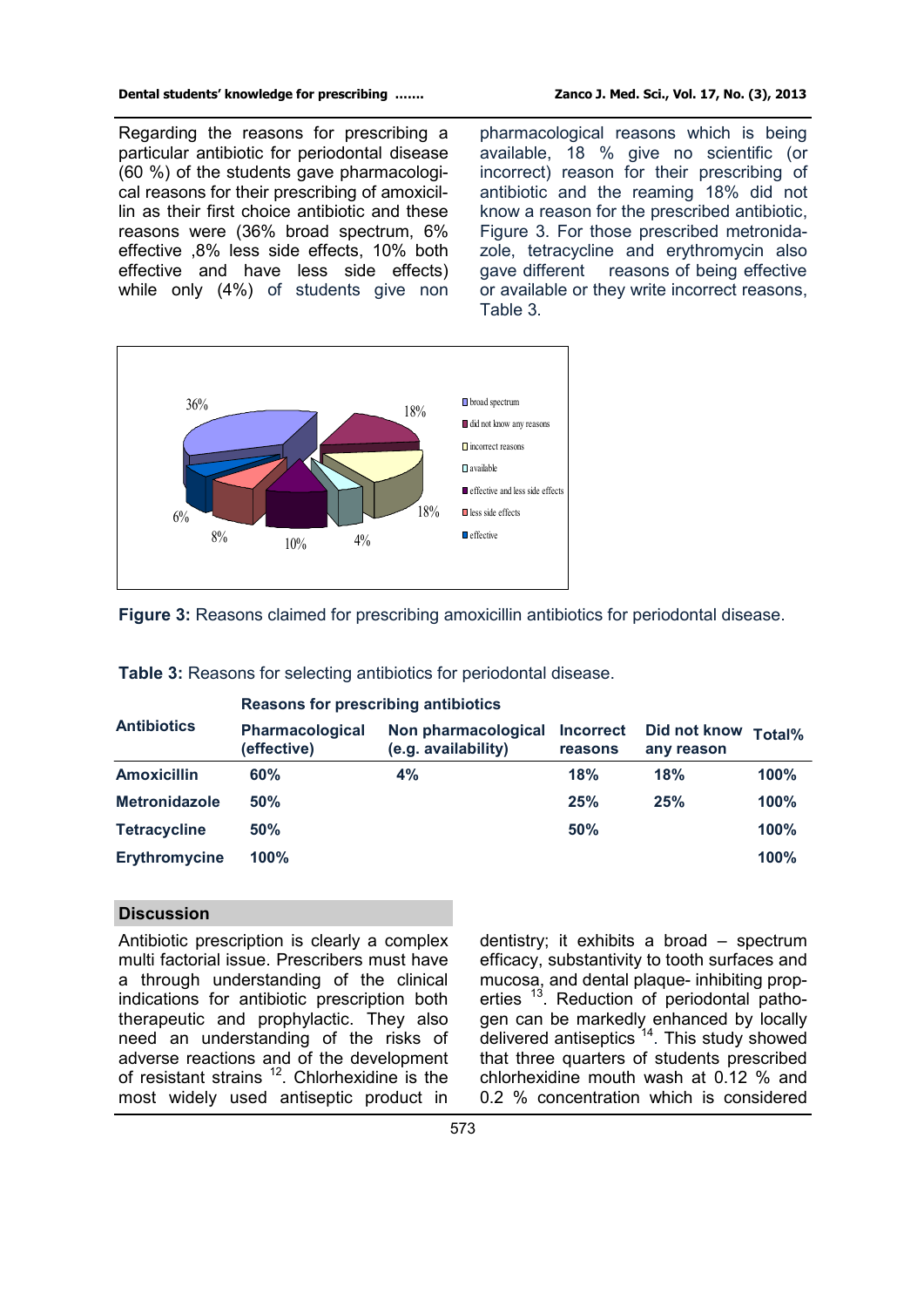Regarding the reasons for prescribing a particular antibiotic for periodontal disease (60 %) of the students gave pharmacological reasons for their prescribing of amoxicillin as their first choice antibiotic and these reasons were (36% broad spectrum, 6% effective ,8% less side effects, 10% both effective and have less side effects) while only (4%) of students give non pharmacological reasons which is being available, 18 % give no scientific (or incorrect) reason for their prescribing of antibiotic and the reaming 18% did not know a reason for the prescribed antibiotic, Figure 3. For those prescribed metronidazole, tetracycline and erythromycin also gave different reasons of being effective or available or they write incorrect reasons, Table 3.

**Figure 3:** Reasons claimed for prescribing amoxicillin antibiotics for periodontal disease.

**Table 3:** Reasons for selecting antibiotics for periodontal disease.

| Antibiotics | Reasons for prescribing antibiotics | | | | |
|---|---|---|---|---|---|
| | Pharmacological (effective) | Non pharmacological (e.g. availability) | Incorrect reasons | Did not know any reason | Total% |
| **Amoxicillin** | 60% | 4% | 18% | 18% | 100% |
| **Metronidazole** | 50% | | 25% | 25% | 100% |
| **Tetracycline** | 50% | | 50% | | 100% |
| **Erythromycine** | 100% | | | | 100% |

## Discussion

Antibiotic prescription is clearly a complex multi factorial issue. Prescribers must have a through understanding of the clinical indications for antibiotic prescription both therapeutic and prophylactic. They also need an understanding of the risks of adverse reactions and of the development of resistant strains [12]. Chlorhexidine is the most widely used antiseptic product in dentistry; it exhibits a broad – spectrum efficacy, substantivity to tooth surfaces and mucosa, and dental plaque- inhibiting properties [13]. Reduction of periodontal pathogen can be markedly enhanced by locally delivered antiseptics [14]. This study showed that three quarters of students prescribed chlorhexidine mouth wash at 0.12 % and 0.2 % concentration which is considered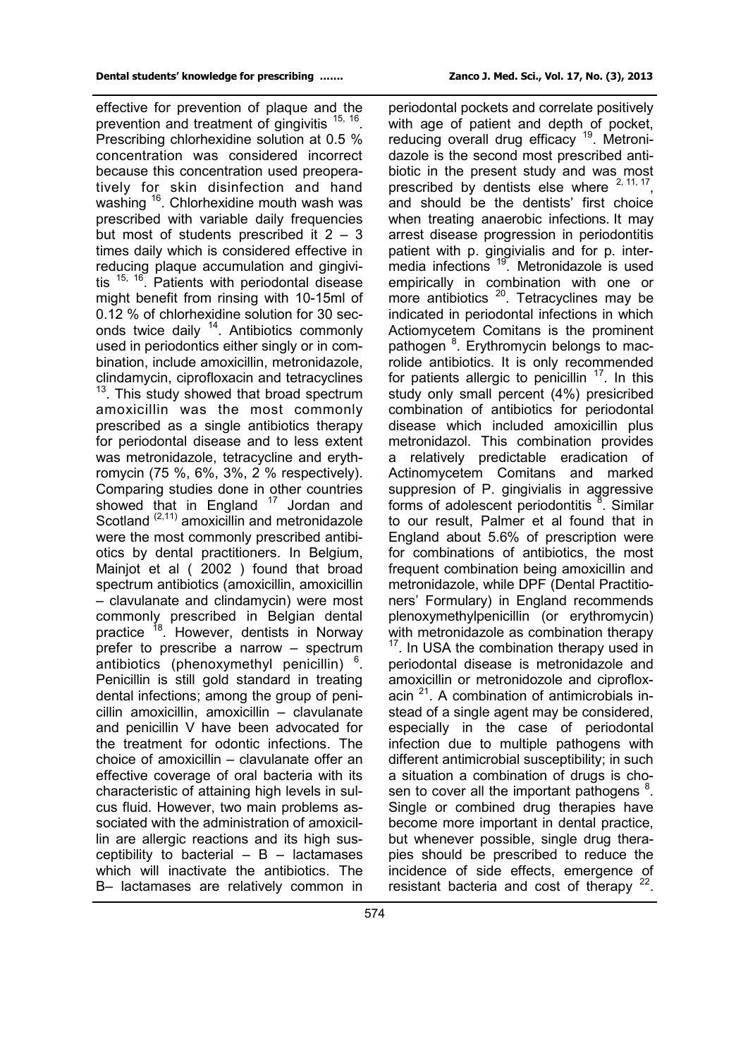effective for prevention of plaque and the prevention and treatment of gingivitis [15, 16]. Prescribing chlorhexidine solution at 0.5 % concentration was considered incorrect because this concentration used preoperatively for skin disinfection and hand washing [16]. Chlorhexidine mouth wash was prescribed with variable daily frequencies but most of students prescribed it 2 – 3 times daily which is considered effective in reducing plaque accumulation and gingivitis [15, 16]. Patients with periodontal disease might benefit from rinsing with 10-15ml of 0.12 % of chlorhexidine solution for 30 seconds twice daily [14]. Antibiotics commonly used in periodontics either singly or in combination, include amoxicillin, metronidazole, clindamycin, ciprofloxacin and tetracyclines [13]. This study showed that broad spectrum amoxicillin was the most commonly prescribed as a single antibiotics therapy for periodontal disease and to less extent was metronidazole, tetracycline and erythromycin (75 %, 6%, 3%, 2 % respectively). Comparing studies done in other countries showed that in England [17] Jordan and Scotland [(2,11)] amoxicillin and metronidazole were the most commonly prescribed antibiotics by dental practitioners. In Belgium, Mainjot et al ( 2002 ) found that broad spectrum antibiotics (amoxicillin, amoxicillin – clavulanate and clindamycin) were most commonly prescribed in Belgian dental practice [18]. However, dentists in Norway prefer to prescribe a narrow – spectrum antibiotics (phenoxymethyl penicillin) [6]. Penicillin is still gold standard in treating dental infections; among the group of penicillin amoxicillin, amoxicillin – clavulanate and penicillin V have been advocated for the treatment for odontic infections. The choice of amoxicillin – clavulanate offer an effective coverage of oral bacteria with its characteristic of attaining high levels in sulcus fluid. However, two main problems associated with the administration of amoxicillin are allergic reactions and its high susceptibility to bacterial – B – lactamases which will inactivate the antibiotics. The B– lactamases are relatively common in periodontal pockets and correlate positively with age of patient and depth of pocket, reducing overall drug efficacy [19]. Metronidazole is the second most prescribed antibiotic in the present study and was most prescribed by dentists else where [2, 11, 17], and should be the dentists' first choice when treating anaerobic infections. It may arrest disease progression in periodontitis patient with p. gingivialis and for p. intermedia infections [19]. Metronidazole is used empirically in combination with one or more antibiotics [20]. Tetracyclines may be indicated in periodontal infections in which Actiomycetem Comitans is the prominent pathogen [8]. Erythromycin belongs to macrolide antibiotics. It is only recommended for patients allergic to penicillin [17]. In this study only small percent (4%) presicribed combination of antibiotics for periodontal disease which included amoxicillin plus metronidazol. This combination provides a relatively predictable eradication of Actinomycetem Comitans and marked suppresion of P. gingivialis in aggressive forms of adolescent periodontitis [8]. Similar to our result, Palmer et al found that in England about 5.6% of prescription were for combinations of antibiotics, the most frequent combination being amoxicillin and metronidazole, while DPF (Dental Practitioners' Formulary) in England recommends plenoxymethylpenicillin (or erythromycin) with metronidazole as combination therapy [17]. In USA the combination therapy used in periodontal disease is metronidazole and amoxicillin or metronidozole and ciprofloxacin [21]. A combination of antimicrobials instead of a single agent may be considered, especially in the case of periodontal infection due to multiple pathogens with different antimicrobial susceptibility; in such a situation a combination of drugs is chosen to cover all the important pathogens [8]. Single or combined drug therapies have become more important in dental practice, but whenever possible, single drug therapies should be prescribed to reduce the incidence of side effects, emergence of resistant bacteria and cost of therapy [22].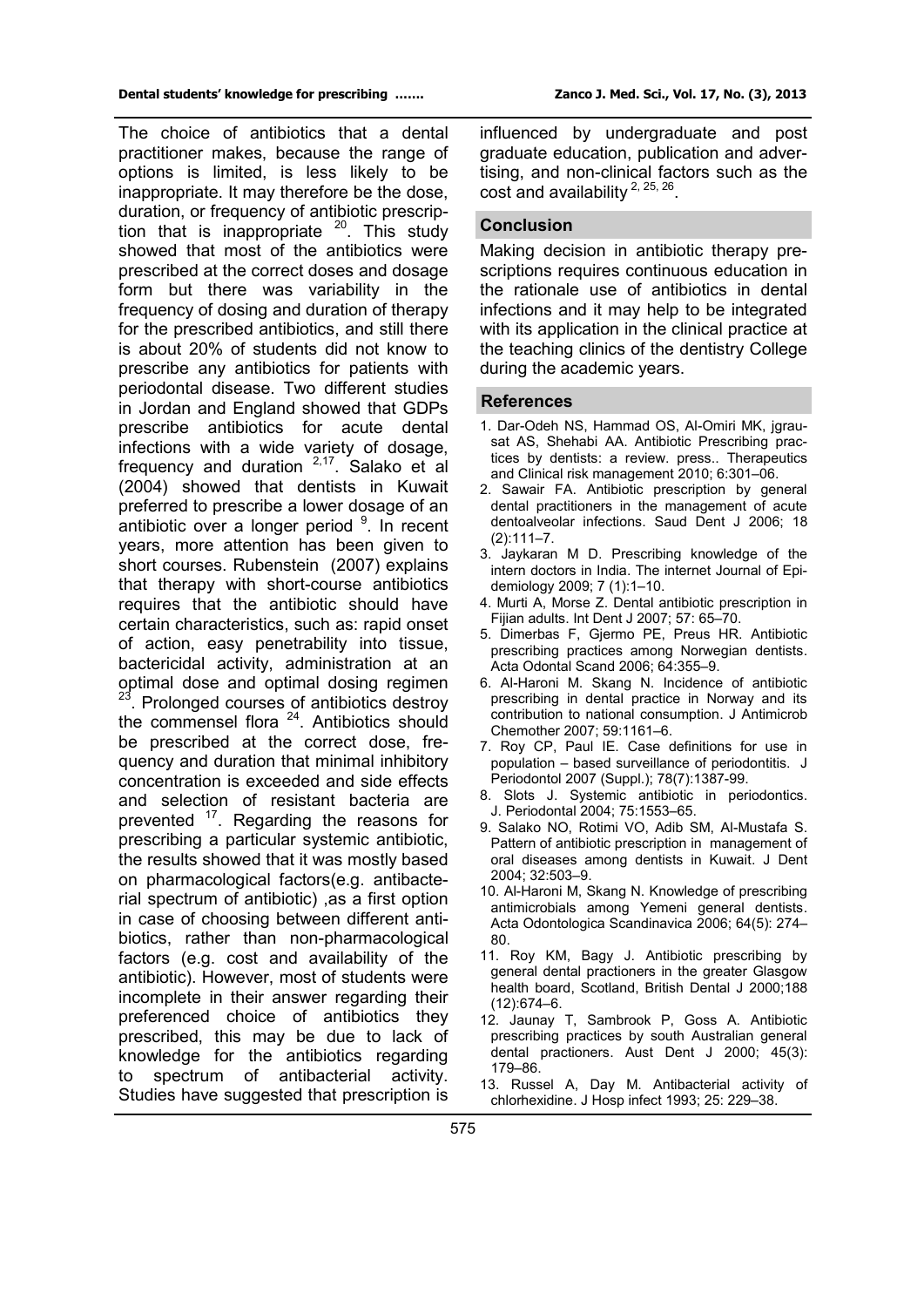The choice of antibiotics that a dental practitioner makes, because the range of options is limited, is less likely to be inappropriate. It may therefore be the dose, duration, or frequency of antibiotic prescription that is inappropriate [20]. This study showed that most of the antibiotics were prescribed at the correct doses and dosage form but there was variability in the frequency of dosing and duration of therapy for the prescribed antibiotics, and still there is about 20% of students did not know to prescribe any antibiotics for patients with periodontal disease. Two different studies in Jordan and England showed that GDPs prescribe antibiotics for acute dental infections with a wide variety of dosage, frequency and duration [2,17]. Salako et al (2004) showed that dentists in Kuwait preferred to prescribe a lower dosage of an antibiotic over a longer period [9]. In recent years, more attention has been given to short courses. Rubenstein (2007) explains that therapy with short-course antibiotics requires that the antibiotic should have certain characteristics, such as: rapid onset of action, easy penetrability into tissue, bactericidal activity, administration at an optimal dose and optimal dosing regimen [23]. Prolonged courses of antibiotics destroy the commensel flora [24]. Antibiotics should be prescribed at the correct dose, frequency and duration that minimal inhibitory concentration is exceeded and side effects and selection of resistant bacteria are prevented [17]. Regarding the reasons for prescribing a particular systemic antibiotic, the results showed that it was mostly based on pharmacological factors(e.g. antibacterial spectrum of antibiotic) ,as a first option in case of choosing between different antibiotics, rather than non-pharmacological factors (e.g. cost and availability of the antibiotic). However, most of students were incomplete in their answer regarding their preferenced choice of antibiotics they prescribed, this may be due to lack of knowledge for the antibiotics regarding to spectrum of antibacterial activity. Studies have suggested that prescription is influenced by undergraduate and post graduate education, publication and advertising, and non-clinical factors such as the cost and availability [2, 25, 26].

## Conclusion

Making decision in antibiotic therapy prescriptions requires continuous education in the rationale use of antibiotics in dental infections and it may help to be integrated with its application in the clinical practice at the teaching clinics of the dentistry College during the academic years.

## References

1. Dar-Odeh NS, Hammad OS, Al-Omiri MK, jgrausat AS, Shehabi AA. Antibiotic Prescribing practices by dentists: a review. press.. Therapeutics and Clinical risk management 2010; 6:301–06.
2. Sawair FA. Antibiotic prescription by general dental practitioners in the management of acute dentoalveolar infections. Saud Dent J 2006; 18 (2):111–7.
3. Jaykaran M D. Prescribing knowledge of the intern doctors in India. The internet Journal of Epidemiology 2009; 7 (1):1–10.
4. Murti A, Morse Z. Dental antibiotic prescription in Fijian adults. Int Dent J 2007; 57: 65–70.
5. Dimerbas F, Gjermo PE, Preus HR. Antibiotic prescribing practices among Norwegian dentists. Acta Odontal Scand 2006; 64:355–9.
6. Al-Haroni M. Skang N. Incidence of antibiotic prescribing in dental practice in Norway and its contribution to national consumption. J Antimicrob Chemother 2007; 59:1161–6.
7. Roy CP, Paul IE. Case definitions for use in population – based surveillance of periodontitis. J Periodontol 2007 (Suppl.); 78(7):1387-99.
8. Slots J. Systemic antibiotic in periodontics. J. Periodontal 2004; 75:1553–65.
9. Salako NO, Rotimi VO, Adib SM, Al-Mustafa S. Pattern of antibiotic prescription in management of oral diseases among dentists in Kuwait. J Dent 2004; 32:503–9.
10. Al-Haroni M, Skang N. Knowledge of prescribing antimicrobials among Yemeni general dentists. Acta Odontologica Scandinavica 2006; 64(5): 274–80.
11. Roy KM, Bagy J. Antibiotic prescribing by general dental practioners in the greater Glasgow health board, Scotland, British Dental J 2000;188 (12):674–6.
12. Jaunay T, Sambrook P, Goss A. Antibiotic prescribing practices by south Australian general dental practioners. Aust Dent J 2000; 45(3): 179–86.
13. Russel A, Day M. Antibacterial activity of chlorhexidine. J Hosp infect 1993; 25: 229–38.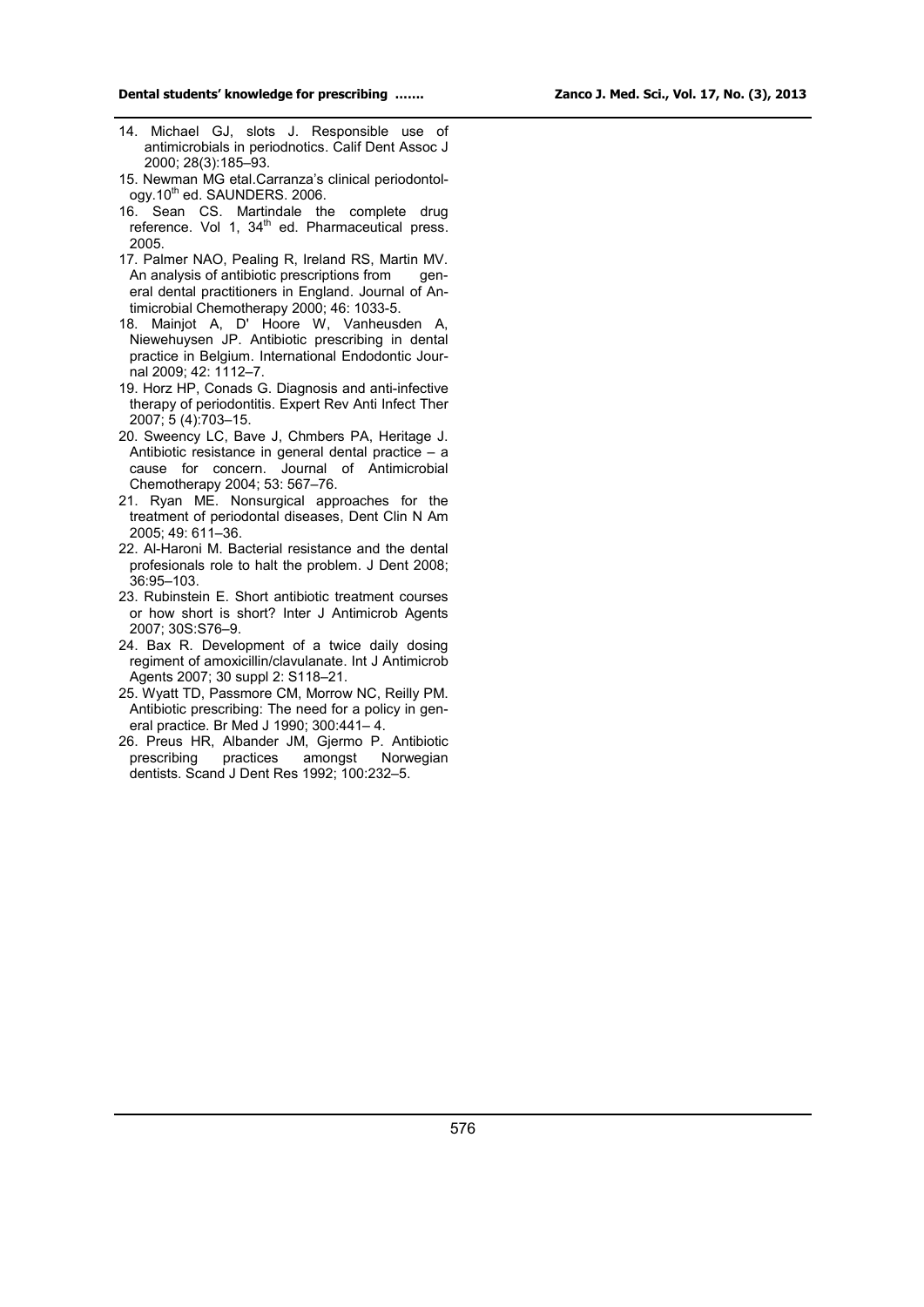14. Michael GJ, slots J. Responsible use of antimicrobials in periodnotics. Calif Dent Assoc J 2000; 28(3):185–93.
15. Newman MG etal.Carranza's clinical periodontology.10th ed. SAUNDERS. 2006.
16. Sean CS. Martindale the complete drug reference. Vol 1, 34th ed. Pharmaceutical press. 2005.
17. Palmer NAO, Pealing R, Ireland RS, Martin MV. An analysis of antibiotic prescriptions from general dental practitioners in England. Journal of Antimicrobial Chemotherapy 2000; 46: 1033-5.
18. Mainjot A, D' Hoore W, Vanheusden A, Niewehuysen JP. Antibiotic prescribing in dental practice in Belgium. International Endodontic Journal 2009; 42: 1112–7.
19. Horz HP, Conads G. Diagnosis and anti-infective therapy of periodontitis. Expert Rev Anti Infect Ther 2007; 5 (4):703–15.
20. Sweency LC, Bave J, Chmbers PA, Heritage J. Antibiotic resistance in general dental practice – a cause for concern. Journal of Antimicrobial Chemotherapy 2004; 53: 567–76.
21. Ryan ME. Nonsurgical approaches for the treatment of periodontal diseases, Dent Clin N Am 2005; 49: 611–36.
22. Al-Haroni M. Bacterial resistance and the dental profesionals role to halt the problem. J Dent 2008; 36:95–103.
23. Rubinstein E. Short antibiotic treatment courses or how short is short? Inter J Antimicrob Agents 2007; 30S:S76–9.
24. Bax R. Development of a twice daily dosing regiment of amoxicillin/clavulanate. Int J Antimicrob Agents 2007; 30 suppl 2: S118–21.
25. Wyatt TD, Passmore CM, Morrow NC, Reilly PM. Antibiotic prescribing: The need for a policy in general practice. Br Med J 1990; 300:441– 4.
26. Preus HR, Albander JM, Gjermo P. Antibiotic prescribing practices amongst Norwegian dentists. Scand J Dent Res 1992; 100:232–5.